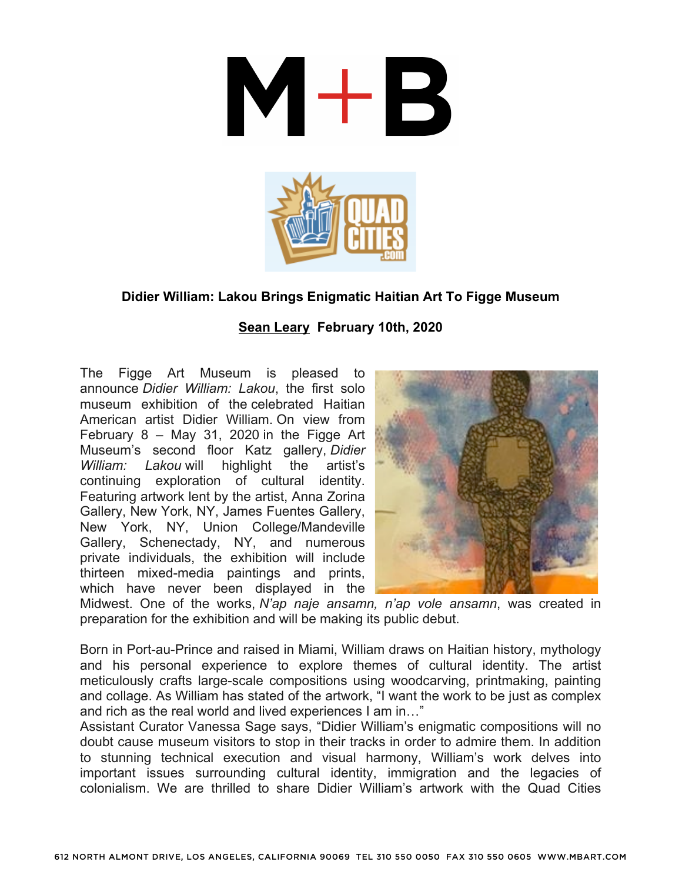# Didier William: Lakou Brings Enigmatic Haitian Art To Figge Museum

**Sean Leary  February 10th, 2020**

The Figge Art Museum is pleased to announce *Didier William: Lakou*, the first solo museum exhibition of the celebrated Haitian American artist Didier William. On view from February 8 – May 31, 2020 in the Figge Art Museum's second floor Katz gallery, *Didier William: Lakou* will highlight the artist's continuing exploration of cultural identity. Featuring artwork lent by the artist, Anna Zorina Gallery, New York, NY, James Fuentes Gallery, New York, NY, Union College/Mandeville Gallery, Schenectady, NY, and numerous private individuals, the exhibition will include thirteen mixed-media paintings and prints, which have never been displayed in the Midwest. One of the works, *N'ap naje ansamn, n'ap vole ansamn*, was created in preparation for the exhibition and will be making its public debut.

Born in Port-au-Prince and raised in Miami, William draws on Haitian history, mythology and his personal experience to explore themes of cultural identity. The artist meticulously crafts large-scale compositions using woodcarving, printmaking, painting and collage. As William has stated of the artwork, "I want the work to be just as complex and rich as the real world and lived experiences I am in…"

Assistant Curator Vanessa Sage says, "Didier William's enigmatic compositions will no doubt cause museum visitors to stop in their tracks in order to admire them. In addition to stunning technical execution and visual harmony, William's work delves into important issues surrounding cultural identity, immigration and the legacies of colonialism. We are thrilled to share Didier William's artwork with the Quad Cities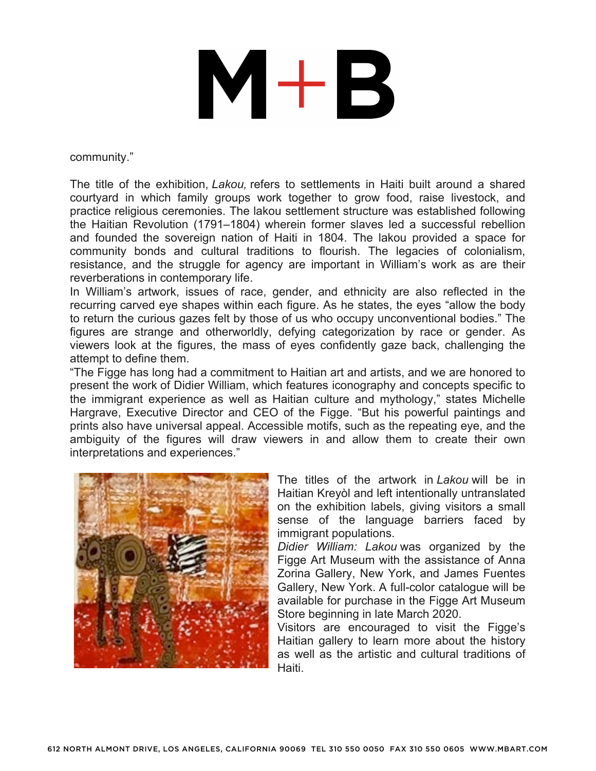community."

The title of the exhibition, *Lakou,* refers to settlements in Haiti built around a shared courtyard in which family groups work together to grow food, raise livestock, and practice religious ceremonies. The lakou settlement structure was established following the Haitian Revolution (1791–1804) wherein former slaves led a successful rebellion and founded the sovereign nation of Haiti in 1804. The lakou provided a space for community bonds and cultural traditions to flourish. The legacies of colonialism, resistance, and the struggle for agency are important in William's work as are their reverberations in contemporary life.

In William's artwork, issues of race, gender, and ethnicity are also reflected in the recurring carved eye shapes within each figure. As he states, the eyes "allow the body to return the curious gazes felt by those of us who occupy unconventional bodies." The figures are strange and otherworldly, defying categorization by race or gender. As viewers look at the figures, the mass of eyes confidently gaze back, challenging the attempt to define them.

"The Figge has long had a commitment to Haitian art and artists, and we are honored to present the work of Didier William, which features iconography and concepts specific to the immigrant experience as well as Haitian culture and mythology," states Michelle Hargrave, Executive Director and CEO of the Figge. "But his powerful paintings and prints also have universal appeal. Accessible motifs, such as the repeating eye, and the ambiguity of the figures will draw viewers in and allow them to create their own interpretations and experiences."

The titles of the artwork in *Lakou* will be in Haitian Kreyòl and left intentionally untranslated on the exhibition labels, giving visitors a small sense of the language barriers faced by immigrant populations.

*Didier William: Lakou* was organized by the Figge Art Museum with the assistance of Anna Zorina Gallery, New York, and James Fuentes Gallery, New York. A full-color catalogue will be available for purchase in the Figge Art Museum Store beginning in late March 2020.

Visitors are encouraged to visit the Figge's Haitian gallery to learn more about the history as well as the artistic and cultural traditions of Haiti.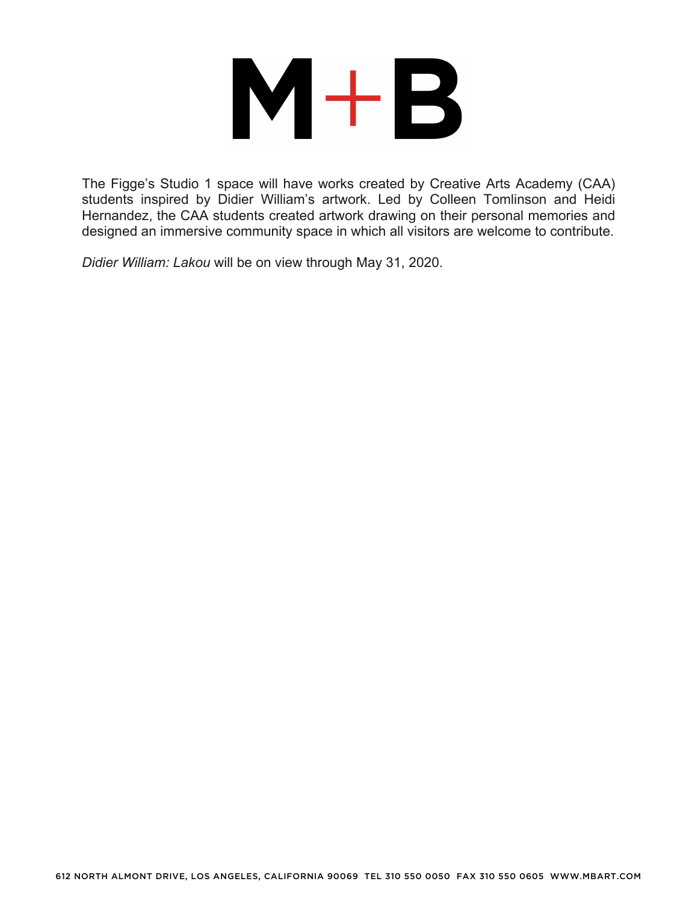The Figge's Studio 1 space will have works created by Creative Arts Academy (CAA) students inspired by Didier William's artwork. Led by Colleen Tomlinson and Heidi Hernandez, the CAA students created artwork drawing on their personal memories and designed an immersive community space in which all visitors are welcome to contribute.

*Didier William: Lakou* will be on view through May 31, 2020.